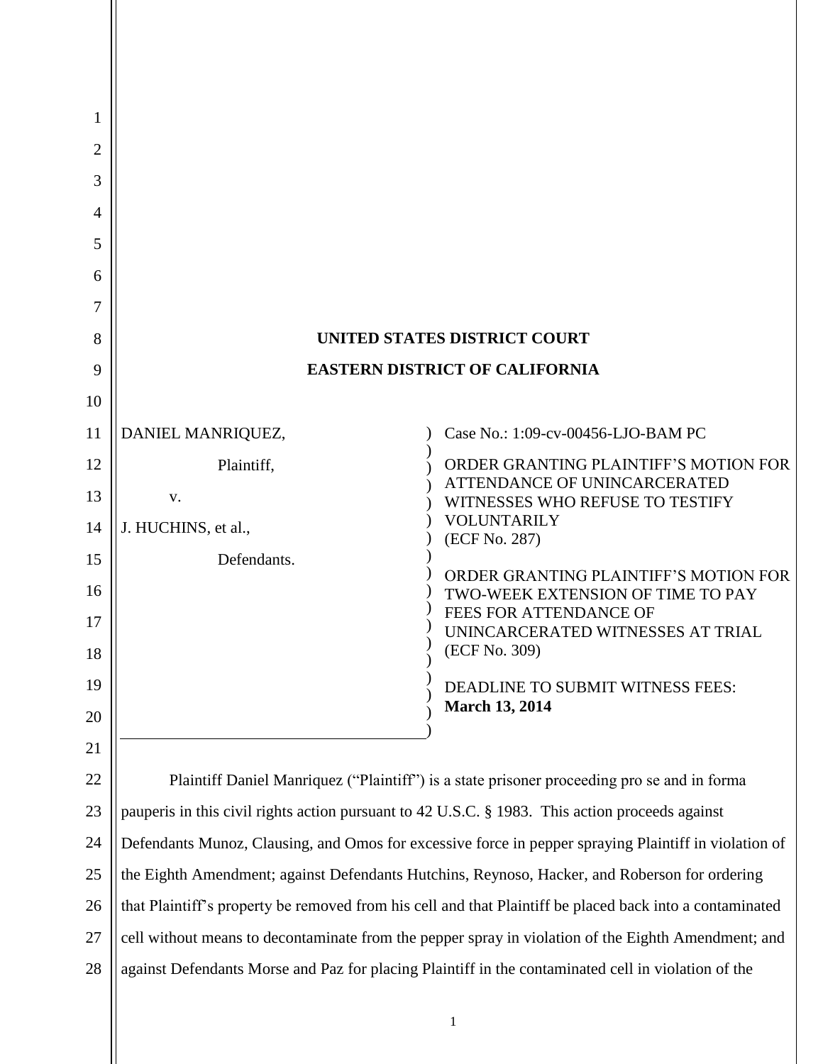**UNITED STATES DISTRICT COURT**

**EASTERN DISTRICT OF CALIFORNIA**

DANIEL MANRIQUEZ,

Plaintiff,

v.

J. HUCHINS, et al.,

Defendants.

Case No.: 1:09-cv-00456-LJO-BAM PC

ORDER GRANTING PLAINTIFF'S MOTION FOR ATTENDANCE OF UNINCARCERATED WITNESSES WHO REFUSE TO TESTIFY VOLUNTARILY (ECF No. 287)

ORDER GRANTING PLAINTIFF'S MOTION FOR TWO-WEEK EXTENSION OF TIME TO PAY FEES FOR ATTENDANCE OF UNINCARCERATED WITNESSES AT TRIAL (ECF No. 309)

DEADLINE TO SUBMIT WITNESS FEES: **March 13, 2014**

Plaintiff Daniel Manriquez ("Plaintiff") is a state prisoner proceeding pro se and in forma pauperis in this civil rights action pursuant to 42 U.S.C. § 1983. This action proceeds against Defendants Munoz, Clausing, and Omos for excessive force in pepper spraying Plaintiff in violation of the Eighth Amendment; against Defendants Hutchins, Reynoso, Hacker, and Roberson for ordering that Plaintiff's property be removed from his cell and that Plaintiff be placed back into a contaminated cell without means to decontaminate from the pepper spray in violation of the Eighth Amendment; and against Defendants Morse and Paz for placing Plaintiff in the contaminated cell in violation of the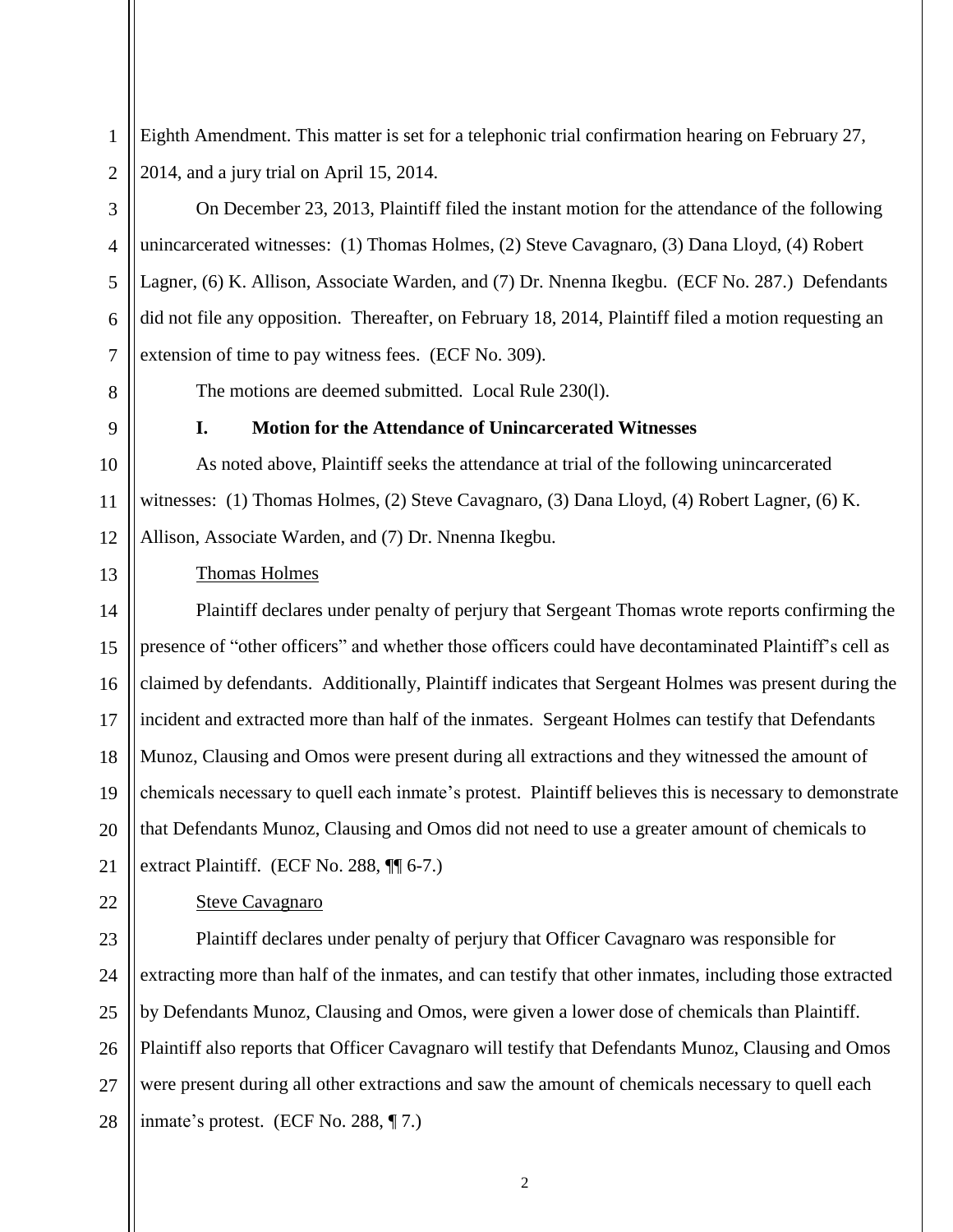Eighth Amendment. This matter is set for a telephonic trial confirmation hearing on February 27, 2014, and a jury trial on April 15, 2014.

On December 23, 2013, Plaintiff filed the instant motion for the attendance of the following unincarcerated witnesses: (1) Thomas Holmes, (2) Steve Cavagnaro, (3) Dana Lloyd, (4) Robert Lagner, (6) K. Allison, Associate Warden, and (7) Dr. Nnenna Ikegbu. (ECF No. 287.) Defendants did not file any opposition. Thereafter, on February 18, 2014, Plaintiff filed a motion requesting an extension of time to pay witness fees. (ECF No. 309).

The motions are deemed submitted. Local Rule 230(l).

## I. Motion for the Attendance of Unincarcerated Witnesses

As noted above, Plaintiff seeks the attendance at trial of the following unincarcerated witnesses: (1) Thomas Holmes, (2) Steve Cavagnaro, (3) Dana Lloyd, (4) Robert Lagner, (6) K. Allison, Associate Warden, and (7) Dr. Nnenna Ikegbu.

Thomas Holmes

Plaintiff declares under penalty of perjury that Sergeant Thomas wrote reports confirming the presence of "other officers" and whether those officers could have decontaminated Plaintiff's cell as claimed by defendants. Additionally, Plaintiff indicates that Sergeant Holmes was present during the incident and extracted more than half of the inmates. Sergeant Holmes can testify that Defendants Munoz, Clausing and Omos were present during all extractions and they witnessed the amount of chemicals necessary to quell each inmate's protest. Plaintiff believes this is necessary to demonstrate that Defendants Munoz, Clausing and Omos did not need to use a greater amount of chemicals to extract Plaintiff. (ECF No. 288, ¶¶ 6-7.)

Steve Cavagnaro

Plaintiff declares under penalty of perjury that Officer Cavagnaro was responsible for extracting more than half of the inmates, and can testify that other inmates, including those extracted by Defendants Munoz, Clausing and Omos, were given a lower dose of chemicals than Plaintiff. Plaintiff also reports that Officer Cavagnaro will testify that Defendants Munoz, Clausing and Omos were present during all other extractions and saw the amount of chemicals necessary to quell each inmate's protest. (ECF No. 288, ¶ 7.)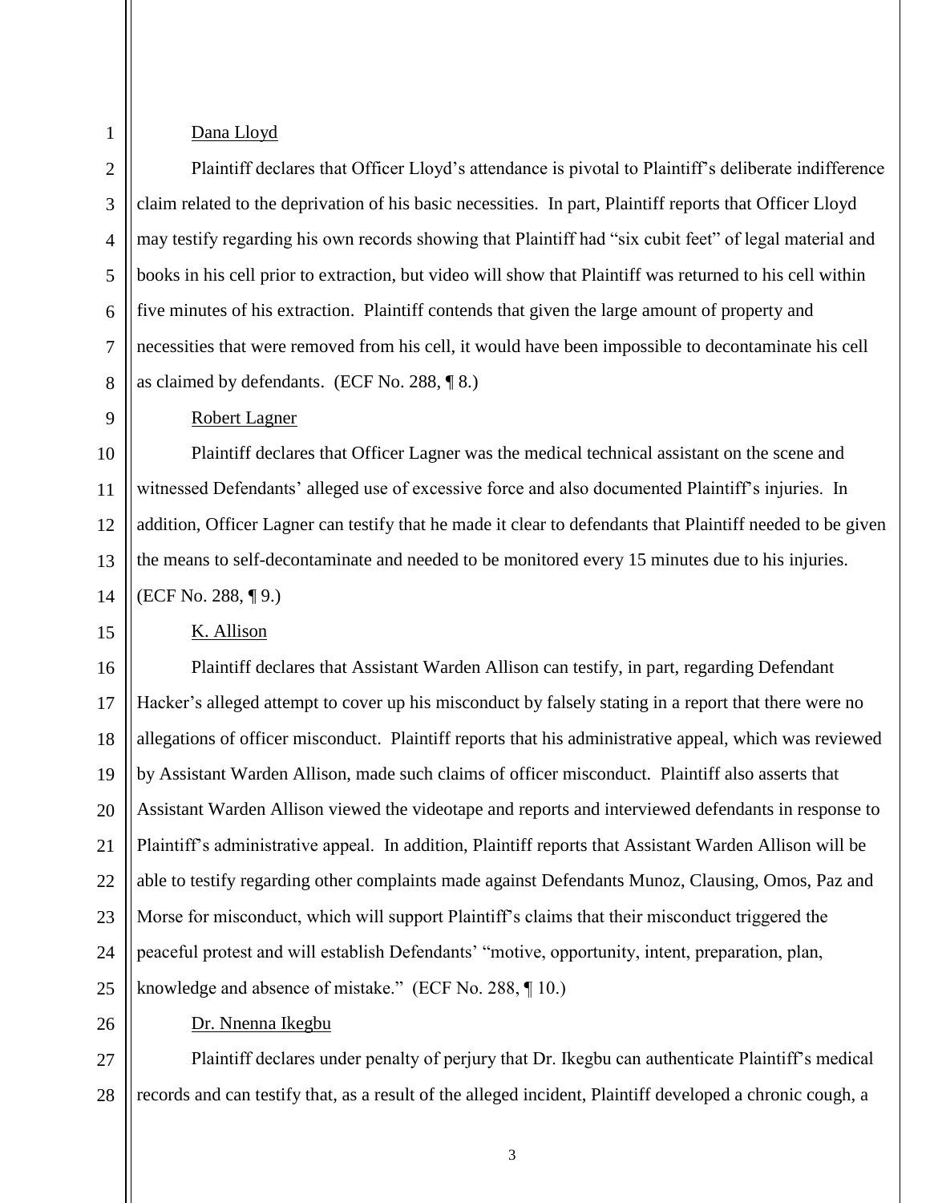Dana Lloyd

Plaintiff declares that Officer Lloyd's attendance is pivotal to Plaintiff's deliberate indifference claim related to the deprivation of his basic necessities. In part, Plaintiff reports that Officer Lloyd may testify regarding his own records showing that Plaintiff had "six cubit feet" of legal material and books in his cell prior to extraction, but video will show that Plaintiff was returned to his cell within five minutes of his extraction. Plaintiff contends that given the large amount of property and necessities that were removed from his cell, it would have been impossible to decontaminate his cell as claimed by defendants. (ECF No. 288, ¶ 8.)

Robert Lagner

Plaintiff declares that Officer Lagner was the medical technical assistant on the scene and witnessed Defendants' alleged use of excessive force and also documented Plaintiff's injuries. In addition, Officer Lagner can testify that he made it clear to defendants that Plaintiff needed to be given the means to self-decontaminate and needed to be monitored every 15 minutes due to his injuries. (ECF No. 288, ¶ 9.)

K. Allison

Plaintiff declares that Assistant Warden Allison can testify, in part, regarding Defendant Hacker's alleged attempt to cover up his misconduct by falsely stating in a report that there were no allegations of officer misconduct. Plaintiff reports that his administrative appeal, which was reviewed by Assistant Warden Allison, made such claims of officer misconduct. Plaintiff also asserts that Assistant Warden Allison viewed the videotape and reports and interviewed defendants in response to Plaintiff's administrative appeal. In addition, Plaintiff reports that Assistant Warden Allison will be able to testify regarding other complaints made against Defendants Munoz, Clausing, Omos, Paz and Morse for misconduct, which will support Plaintiff's claims that their misconduct triggered the peaceful protest and will establish Defendants' "motive, opportunity, intent, preparation, plan, knowledge and absence of mistake." (ECF No. 288, ¶ 10.)

Dr. Nnenna Ikegbu

Plaintiff declares under penalty of perjury that Dr. Ikegbu can authenticate Plaintiff's medical records and can testify that, as a result of the alleged incident, Plaintiff developed a chronic cough, a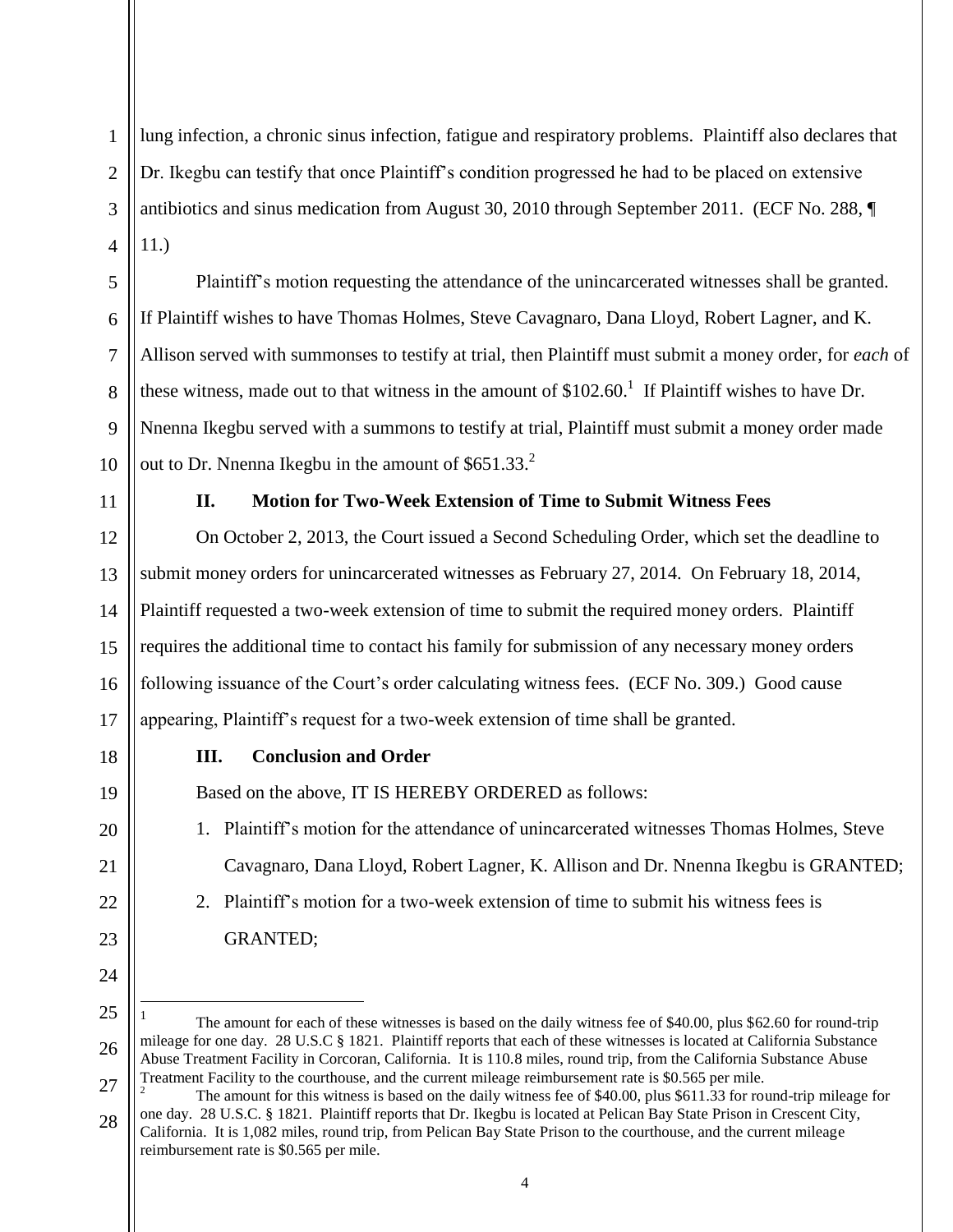lung infection, a chronic sinus infection, fatigue and respiratory problems. Plaintiff also declares that Dr. Ikegbu can testify that once Plaintiff's condition progressed he had to be placed on extensive antibiotics and sinus medication from August 30, 2010 through September 2011. (ECF No. 288, ¶ 11.)

Plaintiff's motion requesting the attendance of the unincarcerated witnesses shall be granted. If Plaintiff wishes to have Thomas Holmes, Steve Cavagnaro, Dana Lloyd, Robert Lagner, and K. Allison served with summonses to testify at trial, then Plaintiff must submit a money order, for *each* of these witness, made out to that witness in the amount of $102.60.[1] If Plaintiff wishes to have Dr. Nnenna Ikegbu served with a summons to testify at trial, Plaintiff must submit a money order made out to Dr. Nnenna Ikegbu in the amount of $651.33.[2]

### II. Motion for Two-Week Extension of Time to Submit Witness Fees

On October 2, 2013, the Court issued a Second Scheduling Order, which set the deadline to submit money orders for unincarcerated witnesses as February 27, 2014. On February 18, 2014, Plaintiff requested a two-week extension of time to submit the required money orders. Plaintiff requires the additional time to contact his family for submission of any necessary money orders following issuance of the Court's order calculating witness fees. (ECF No. 309.) Good cause appearing, Plaintiff's request for a two-week extension of time shall be granted.

### III. Conclusion and Order

Based on the above, IT IS HEREBY ORDERED as follows:

1. Plaintiff's motion for the attendance of unincarcerated witnesses Thomas Holmes, Steve Cavagnaro, Dana Lloyd, Robert Lagner, K. Allison and Dr. Nnenna Ikegbu is GRANTED;
2. Plaintiff's motion for a two-week extension of time to submit his witness fees is GRANTED;

---

[1] The amount for each of these witnesses is based on the daily witness fee of $40.00, plus $62.60 for round-trip mileage for one day. 28 U.S.C § 1821. Plaintiff reports that each of these witnesses is located at California Substance Abuse Treatment Facility in Corcoran, California. It is 110.8 miles, round trip, from the California Substance Abuse Treatment Facility to the courthouse, and the current mileage reimbursement rate is $0.565 per mile.

[2] The amount for this witness is based on the daily witness fee of $40.00, plus $611.33 for round-trip mileage for one day. 28 U.S.C. § 1821. Plaintiff reports that Dr. Ikegbu is located at Pelican Bay State Prison in Crescent City, California. It is 1,082 miles, round trip, from Pelican Bay State Prison to the courthouse, and the current mileage reimbursement rate is $0.565 per mile.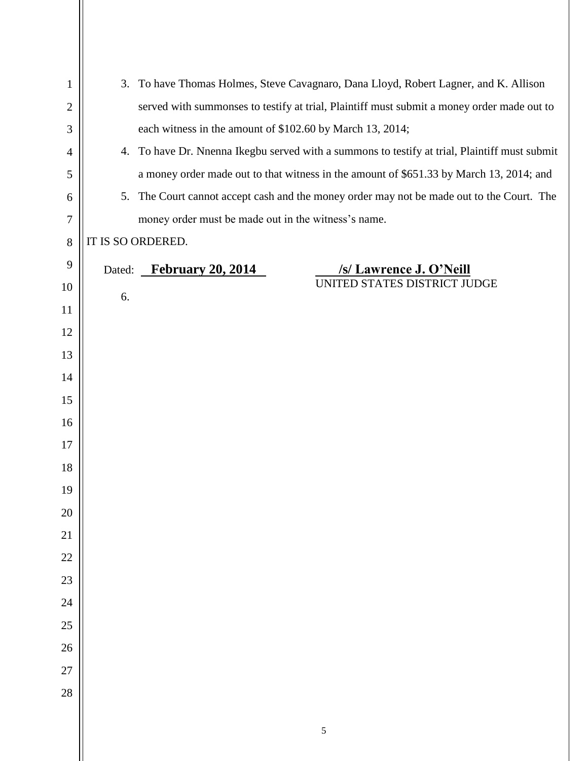3. To have Thomas Holmes, Steve Cavagnaro, Dana Lloyd, Robert Lagner, and K. Allison served with summonses to testify at trial, Plaintiff must submit a money order made out to each witness in the amount of $102.60 by March 13, 2014;
4. To have Dr. Nnenna Ikegbu served with a summons to testify at trial, Plaintiff must submit a money order made out to that witness in the amount of $651.33 by March 13, 2014; and
5. The Court cannot accept cash and the money order may not be made out to the Court. The money order must be made out in the witness's name.

IT IS SO ORDERED.

Dated: **February 20, 2014**

**/s/ Lawrence J. O'Neill**
UNITED STATES DISTRICT JUDGE

6.